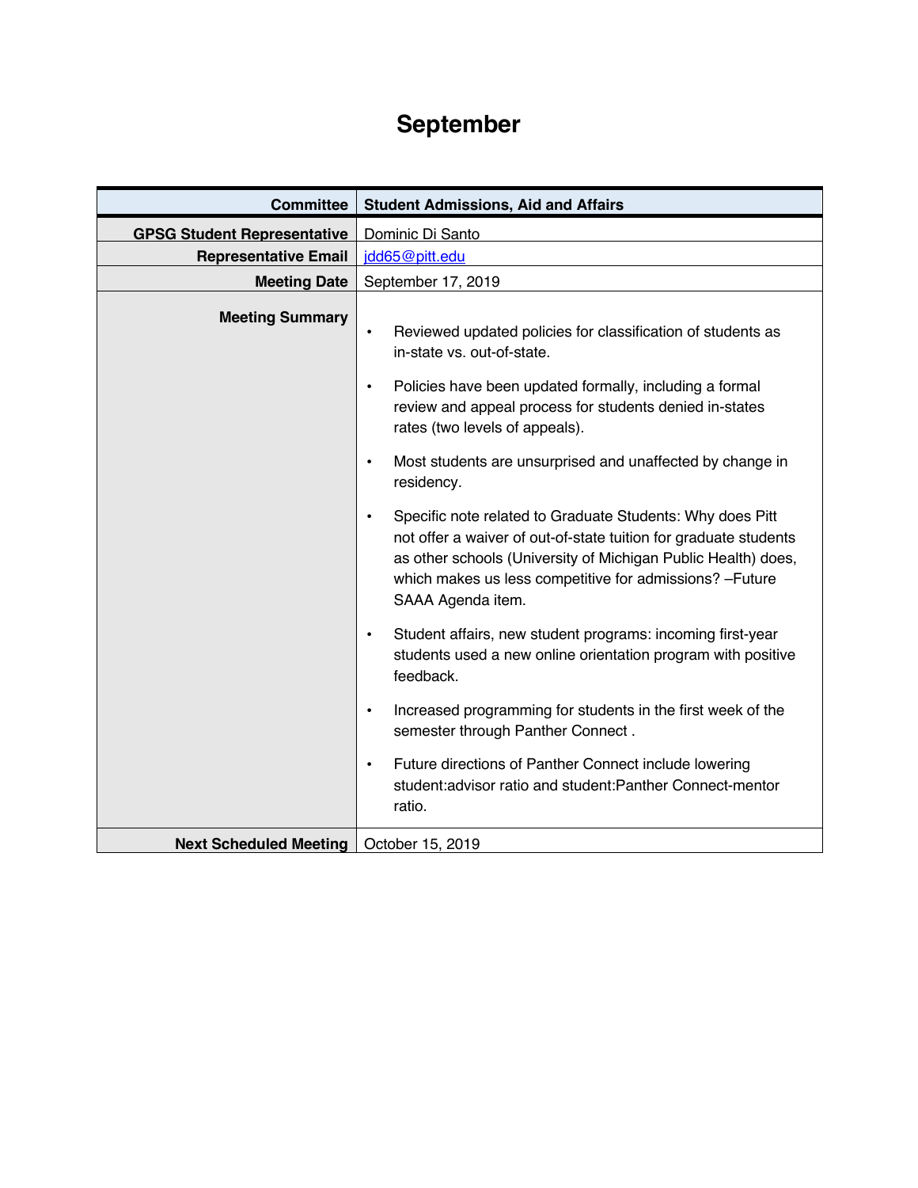# September

| Committee | Student Admissions, Aid and Affairs |
|---|---|
| GPSG Student Representative | Dominic Di Santo |
| Representative Email | jdd65@pitt.edu |
| Meeting Date | September 17, 2019 |
| Meeting Summary | • Reviewed updated policies for classification of students as in-state vs. out-of-state.<br>• Policies have been updated formally, including a formal review and appeal process for students denied in-states rates (two levels of appeals).<br>• Most students are unsurprised and unaffected by change in residency.<br>• Specific note related to Graduate Students: Why does Pitt not offer a waiver of out-of-state tuition for graduate students as other schools (University of Michigan Public Health) does, which makes us less competitive for admissions? –Future SAAA Agenda item.<br>• Student affairs, new student programs: incoming first-year students used a new online orientation program with positive feedback.<br>• Increased programming for students in the first week of the semester through Panther Connect .<br>• Future directions of Panther Connect include lowering student:advisor ratio and student:Panther Connect-mentor ratio. |
| Next Scheduled Meeting | October 15, 2019 |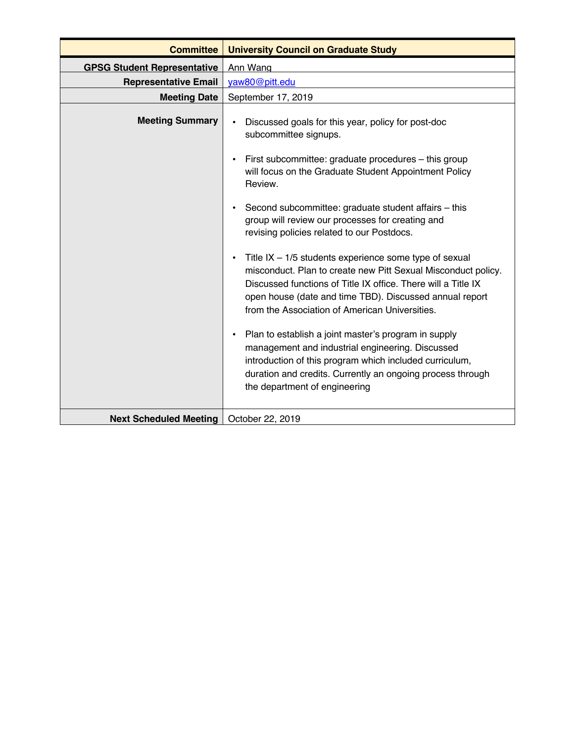| Committee | University Council on Graduate Study |
|---|---|
| GPSG Student Representative | Ann Wang |
| Representative Email | yaw80@pitt.edu |
| Meeting Date | September 17, 2019 |
| Meeting Summary | • Discussed goals for this year, policy for post-doc subcommittee signups.<br><br>• First subcommittee: graduate procedures – this group will focus on the Graduate Student Appointment Policy Review.<br><br>• Second subcommittee: graduate student affairs – this group will review our processes for creating and revising policies related to our Postdocs.<br><br>• Title IX – 1/5 students experience some type of sexual misconduct. Plan to create new Pitt Sexual Misconduct policy. Discussed functions of Title IX office. There will a Title IX open house (date and time TBD). Discussed annual report from the Association of American Universities.<br><br>• Plan to establish a joint master's program in supply management and industrial engineering. Discussed introduction of this program which included curriculum, duration and credits. Currently an ongoing process through the department of engineering |
| Next Scheduled Meeting | October 22, 2019 |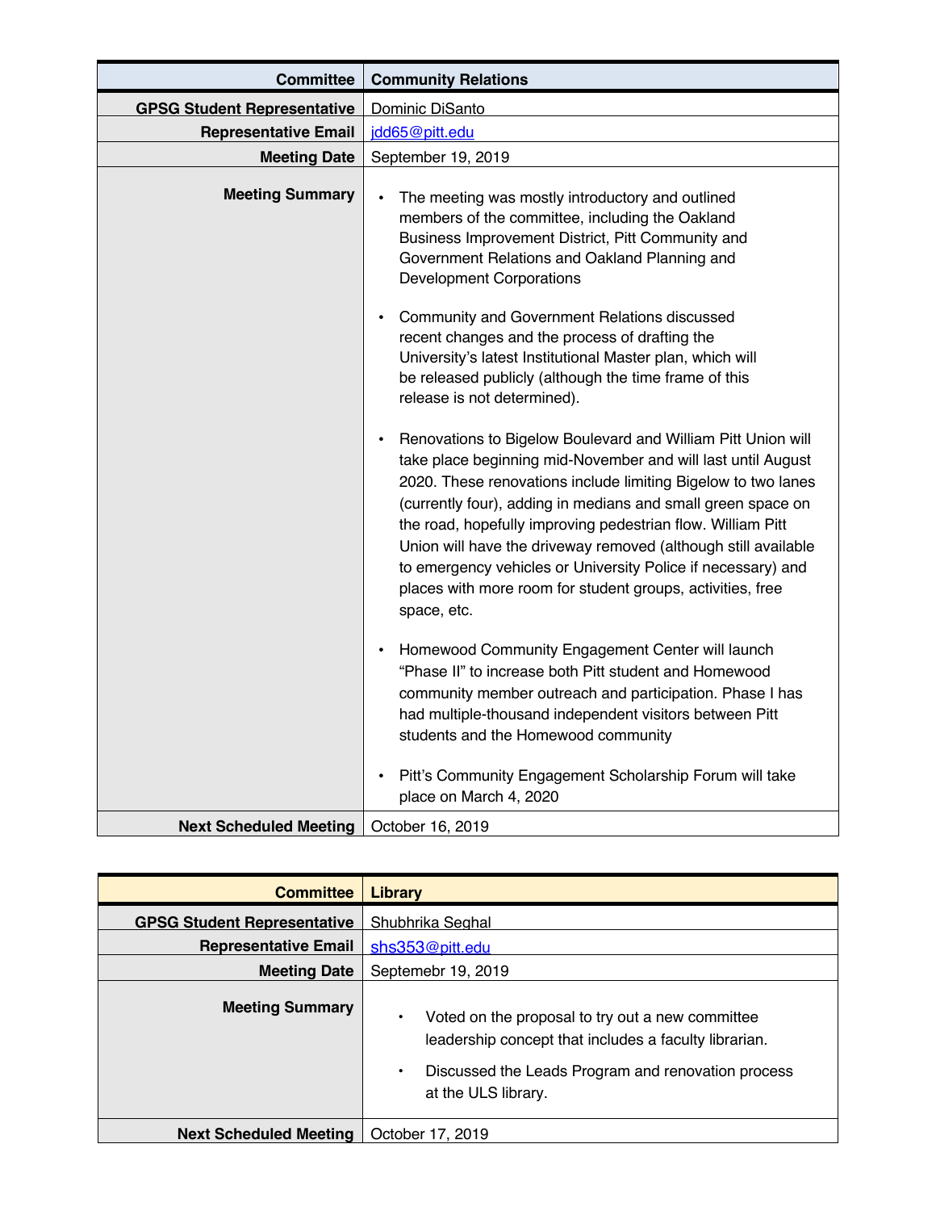| Committee | Community Relations |
| --- | --- |
| GPSG Student Representative | Dominic DiSanto |
| Representative Email | jdd65@pitt.edu |
| Meeting Date | September 19, 2019 |
| Meeting Summary | • The meeting was mostly introductory and outlined members of the committee, including the Oakland Business Improvement District, Pitt Community and Government Relations and Oakland Planning and Development Corporations<br><br>• Community and Government Relations discussed recent changes and the process of drafting the University's latest Institutional Master plan, which will be released publicly (although the time frame of this release is not determined).<br><br>• Renovations to Bigelow Boulevard and William Pitt Union will take place beginning mid-November and will last until August 2020. These renovations include limiting Bigelow to two lanes (currently four), adding in medians and small green space on the road, hopefully improving pedestrian flow. William Pitt Union will have the driveway removed (although still available to emergency vehicles or University Police if necessary) and places with more room for student groups, activities, free space, etc.<br><br>• Homewood Community Engagement Center will launch "Phase II" to increase both Pitt student and Homewood community member outreach and participation. Phase I has had multiple-thousand independent visitors between Pitt students and the Homewood community<br><br>• Pitt's Community Engagement Scholarship Forum will take place on March 4, 2020 |
| Next Scheduled Meeting | October 16, 2019 |

| Committee | Library |
| --- | --- |
| GPSG Student Representative | Shubhrika Seghal |
| Representative Email | shs353@pitt.edu |
| Meeting Date | Septemebr 19, 2019 |
| Meeting Summary | • Voted on the proposal to try out a new committee leadership concept that includes a faculty librarian.<br><br>• Discussed the Leads Program and renovation process at the ULS library. |
| Next Scheduled Meeting | October 17, 2019 |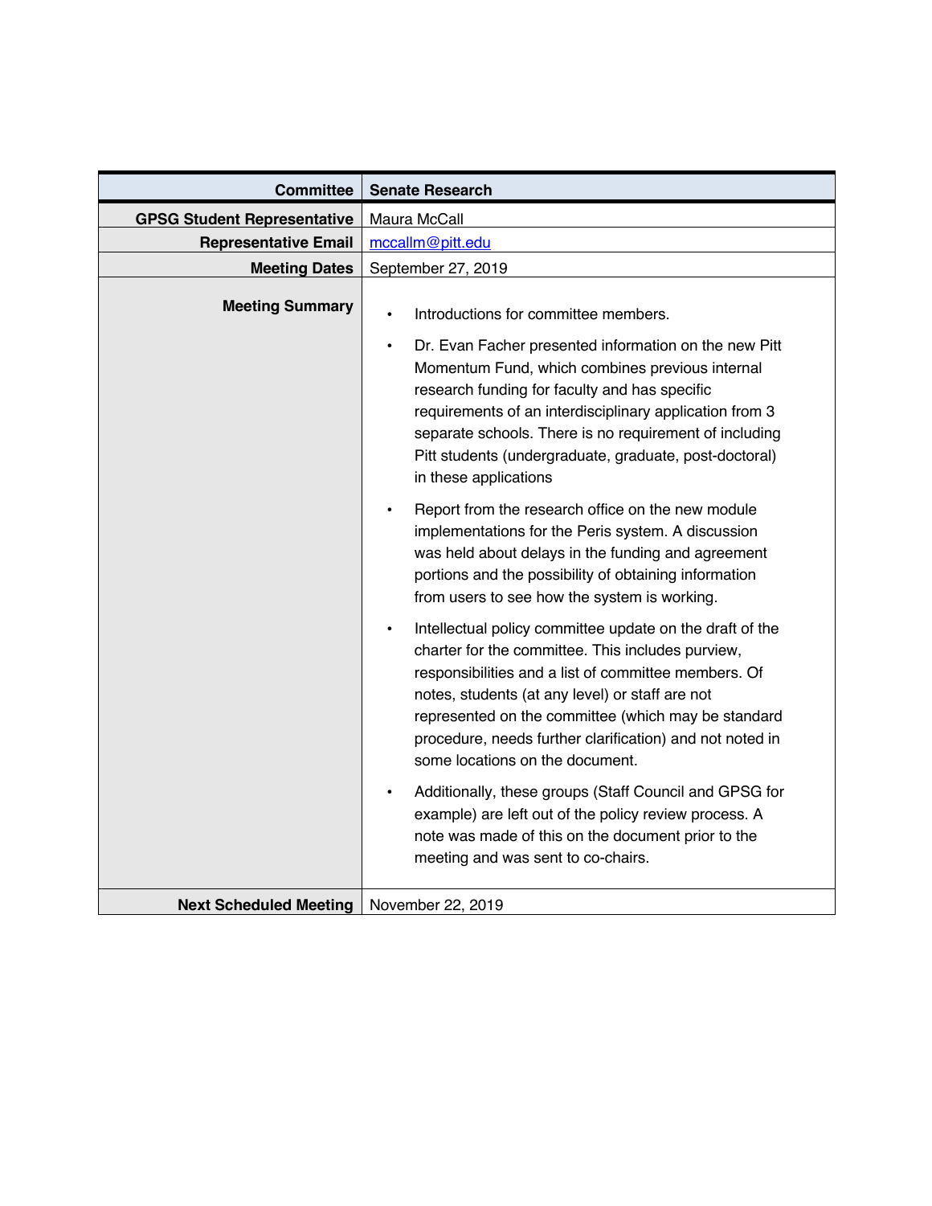| Committee | Senate Research |
| --- | --- |
| GPSG Student Representative | Maura McCall |
| Representative Email | mccallm@pitt.edu |
| Meeting Dates | September 27, 2019 |
| Meeting Summary | • Introductions for committee members.<br>• Dr. Evan Facher presented information on the new Pitt Momentum Fund, which combines previous internal research funding for faculty and has specific requirements of an interdisciplinary application from 3 separate schools. There is no requirement of including Pitt students (undergraduate, graduate, post-doctoral) in these applications<br>• Report from the research office on the new module implementations for the Peris system. A discussion was held about delays in the funding and agreement portions and the possibility of obtaining information from users to see how the system is working.<br>• Intellectual policy committee update on the draft of the charter for the committee. This includes purview, responsibilities and a list of committee members. Of notes, students (at any level) or staff are not represented on the committee (which may be standard procedure, needs further clarification) and not noted in some locations on the document.<br>• Additionally, these groups (Staff Council and GPSG for example) are left out of the policy review process. A note was made of this on the document prior to the meeting and was sent to co-chairs. |
| Next Scheduled Meeting | November 22, 2019 |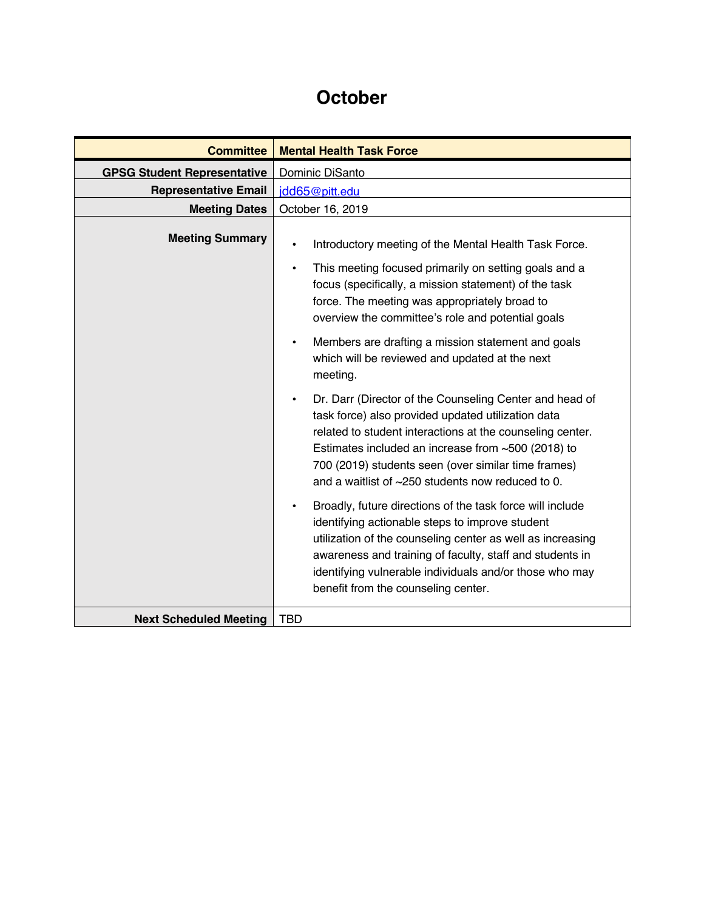# October

| Committee | Mental Health Task Force |
|---|---|
| GPSG Student Representative | Dominic DiSanto |
| Representative Email | jdd65@pitt.edu |
| Meeting Dates | October 16, 2019 |
| Meeting Summary | • Introductory meeting of the Mental Health Task Force.<br>• This meeting focused primarily on setting goals and a focus (specifically, a mission statement) of the task force. The meeting was appropriately broad to overview the committee's role and potential goals<br>• Members are drafting a mission statement and goals which will be reviewed and updated at the next meeting.<br>• Dr. Darr (Director of the Counseling Center and head of task force) also provided updated utilization data related to student interactions at the counseling center. Estimates included an increase from ~500 (2018) to 700 (2019) students seen (over similar time frames) and a waitlist of ~250 students now reduced to 0.<br>• Broadly, future directions of the task force will include identifying actionable steps to improve student utilization of the counseling center as well as increasing awareness and training of faculty, staff and students in identifying vulnerable individuals and/or those who may benefit from the counseling center. |
| Next Scheduled Meeting | TBD |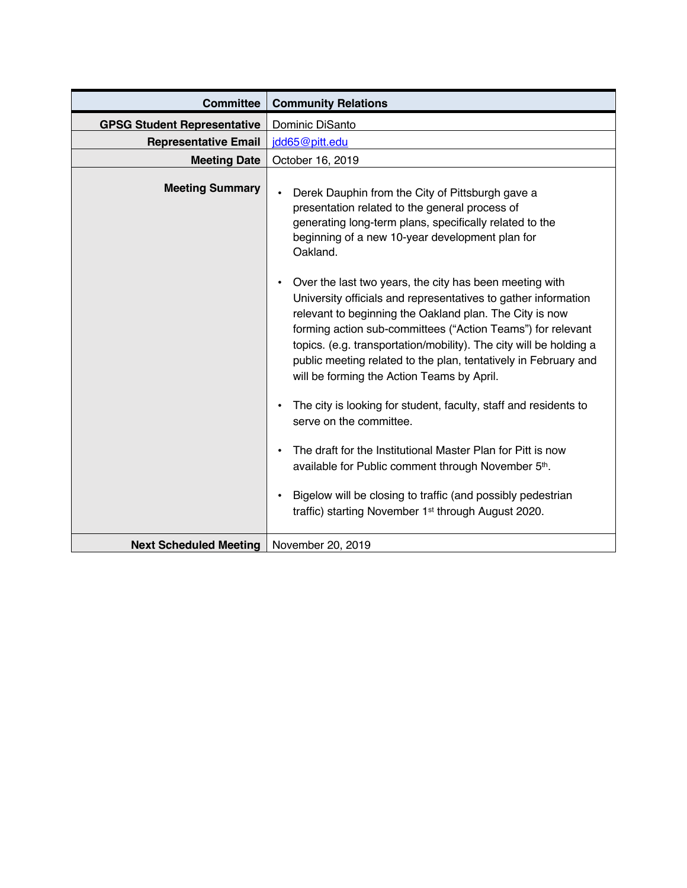| | |
|---|---|
| **Committee** | **Community Relations** |
| **GPSG Student Representative** | Dominic DiSanto |
| **Representative Email** | jdd65@pitt.edu |
| **Meeting Date** | October 16, 2019 |
| **Meeting Summary** | • Derek Dauphin from the City of Pittsburgh gave a presentation related to the general process of generating long-term plans, specifically related to the beginning of a new 10-year development plan for Oakland.<br><br>• Over the last two years, the city has been meeting with University officials and representatives to gather information relevant to beginning the Oakland plan. The City is now forming action sub-committees ("Action Teams") for relevant topics. (e.g. transportation/mobility). The city will be holding a public meeting related to the plan, tentatively in February and will be forming the Action Teams by April.<br><br>• The city is looking for student, faculty, staff and residents to serve on the committee.<br><br>• The draft for the Institutional Master Plan for Pitt is now available for Public comment through November 5th.<br><br>• Bigelow will be closing to traffic (and possibly pedestrian traffic) starting November 1st through August 2020. |
| **Next Scheduled Meeting** | November 20, 2019 |